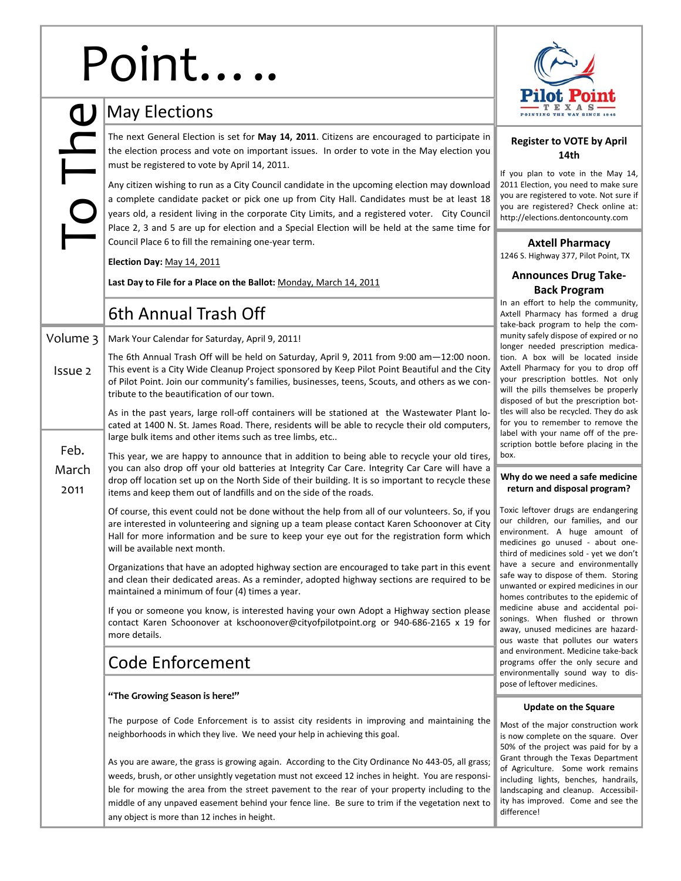# Point…..

## To The

Volume 3

Issue 2

Feb. March 2011

## May Elections

The next General Election is set for **May 14, 2011**. Citizens are encouraged to participate in the election process and vote on important issues. In order to vote in the May election you must be registered to vote by April 14, 2011.

Any citizen wishing to run as a City Council candidate in the upcoming election may download a complete candidate packet or pick one up from City Hall. Candidates must be at least 18 years old, a resident living in the corporate City Limits, and a registered voter. City Council Place 2, 3 and 5 are up for election and a Special Election will be held at the same time for Council Place 6 to fill the remaining one-year term.

**Election Day:** May 14, 2011

**Last Day to File for a Place on the Ballot:** Monday, March 14, 2011

## 6th Annual Trash Off

Mark Your Calendar for Saturday, April 9, 2011!

The 6th Annual Trash Off will be held on Saturday, April 9, 2011 from 9:00 am—12:00 noon. This event is a City Wide Cleanup Project sponsored by Keep Pilot Point Beautiful and the City of Pilot Point. Join our community's families, businesses, teens, Scouts, and others as we contribute to the beautification of our town.

As in the past years, large roll-off containers will be stationed at the Wastewater Plant located at 1400 N. St. James Road. There, residents will be able to recycle their old computers, large bulk items and other items such as tree limbs, etc..

This year, we are happy to announce that in addition to being able to recycle your old tires, you can also drop off your old batteries at Integrity Car Care. Integrity Car Care will have a drop off location set up on the North Side of their building. It is so important to recycle these items and keep them out of landfills and on the side of the roads.

Of course, this event could not be done without the help from all of our volunteers. So, if you are interested in volunteering and signing up a team please contact Karen Schoonover at City Hall for more information and be sure to keep your eye out for the registration form which will be available next month.

Organizations that have an adopted highway section are encouraged to take part in this event and clean their dedicated areas. As a reminder, adopted highway sections are required to be maintained a minimum of four (4) times a year.

If you or someone you know, is interested having your own Adopt a Highway section please contact Karen Schoonover at kschoonover@cityofpilotpoint.org or 940-686-2165 x 19 for more details.

## Code Enforcement

**"The Growing Season is here!"**

The purpose of Code Enforcement is to assist city residents in improving and maintaining the neighborhoods in which they live. We need your help in achieving this goal.

As you are aware, the grass is growing again. According to the City Ordinance No 443-05, all grass; weeds, brush, or other unsightly vegetation must not exceed 12 inches in height. You are responsible for mowing the area from the street pavement to the rear of your property including to the middle of any unpaved easement behind your fence line. Be sure to trim if the vegetation next to any object is more than 12 inches in height.

Pilot Point
TEXAS
POINTING THE WAY SINCE 1846

### Register to VOTE by April 14th

If you plan to vote in the May 14, 2011 Election, you need to make sure you are registered to vote. Not sure if you are registered? Check online at: http://elections.dentoncounty.com

### Axtell Pharmacy

1246 S. Highway 377, Pilot Point, TX

### Announces Drug Take-Back Program

In an effort to help the community, Axtell Pharmacy has formed a drug take-back program to help the community safely dispose of expired or no longer needed prescription medication. A box will be located inside Axtell Pharmacy for you to drop off your prescription bottles. Not only will the pills themselves be properly disposed of but the prescription bottles will also be recycled. They do ask for you to remember to remove the label with your name off of the prescription bottle before placing in the box.

### Why do we need a safe medicine return and disposal program?

Toxic leftover drugs are endangering our children, our families, and our environment. A huge amount of medicines go unused - about one-third of medicines sold - yet we don't have a secure and environmentally safe way to dispose of them. Storing unwanted or expired medicines in our homes contributes to the epidemic of medicine abuse and accidental poisonings. When flushed or thrown away, unused medicines are hazardous waste that pollutes our waters and environment. Medicine take-back programs offer the only secure and environmentally sound way to dispose of leftover medicines.

### Update on the Square

Most of the major construction work is now complete on the square. Over 50% of the project was paid for by a Grant through the Texas Department of Agriculture. Some work remains including lights, benches, handrails, landscaping and cleanup. Accessibility has improved. Come and see the difference!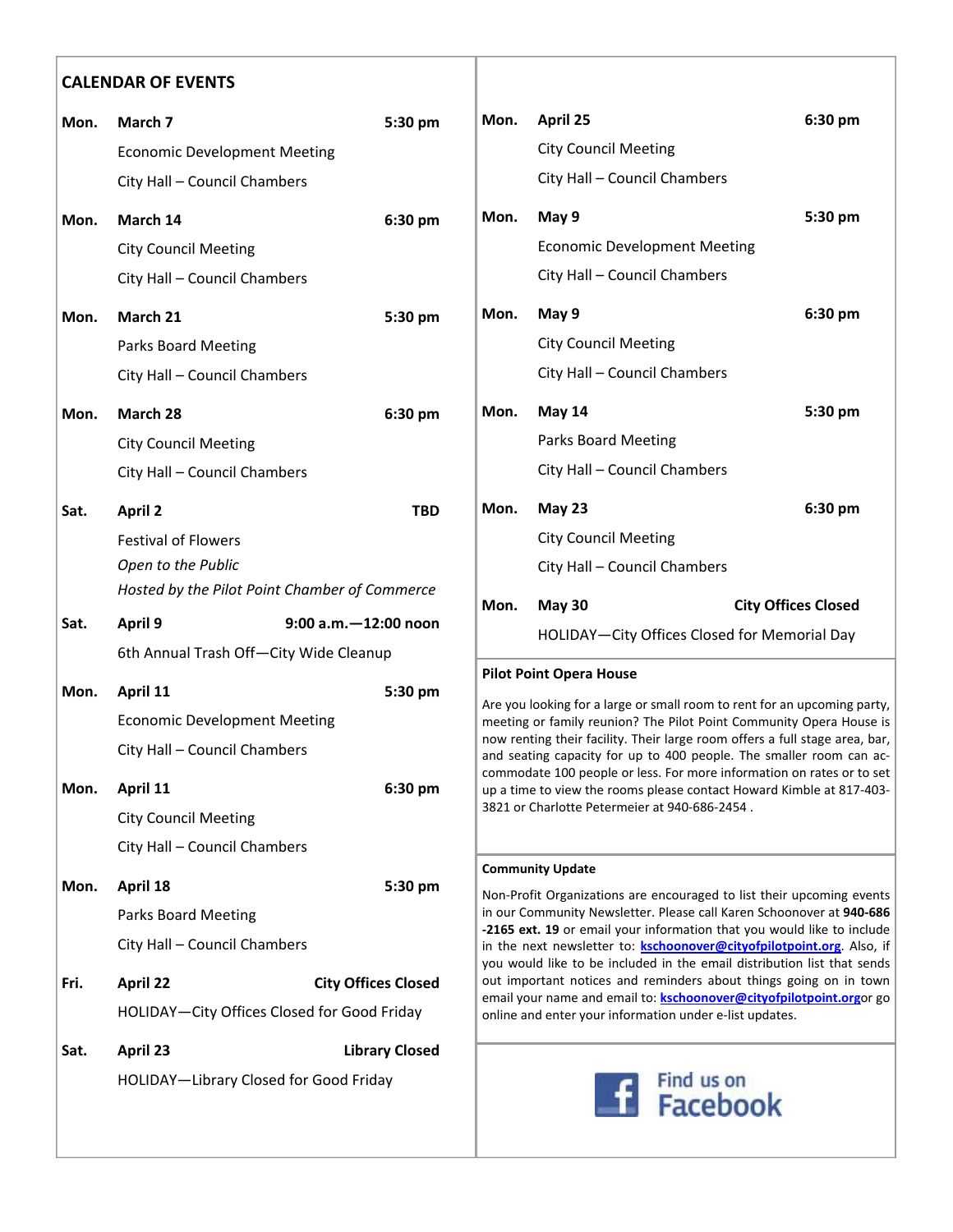## CALENDAR OF EVENTS

**Mon. March 7** — **5:30 pm**
Economic Development Meeting
City Hall – Council Chambers

**Mon. March 14** — **6:30 pm**
City Council Meeting
City Hall – Council Chambers

**Mon. March 21** — **5:30 pm**
Parks Board Meeting
City Hall – Council Chambers

**Mon. March 28** — **6:30 pm**
City Council Meeting
City Hall – Council Chambers

**Sat. April 2** — **TBD**
Festival of Flowers
*Open to the Public*
*Hosted by the Pilot Point Chamber of Commerce*

**Sat. April 9** — **9:00 a.m.—12:00 noon**
6th Annual Trash Off—City Wide Cleanup

**Mon. April 11** — **5:30 pm**
Economic Development Meeting
City Hall – Council Chambers

**Mon. April 11** — **6:30 pm**
City Council Meeting
City Hall – Council Chambers

**Mon. April 18** — **5:30 pm**
Parks Board Meeting
City Hall – Council Chambers

**Fri. April 22** — **City Offices Closed**
HOLIDAY—City Offices Closed for Good Friday

**Sat. April 23** — **Library Closed**
HOLIDAY—Library Closed for Good Friday

**Mon. April 25** — **6:30 pm**
City Council Meeting
City Hall – Council Chambers

**Mon. May 9** — **5:30 pm**
Economic Development Meeting
City Hall – Council Chambers

**Mon. May 9** — **6:30 pm**
City Council Meeting
City Hall – Council Chambers

**Mon. May 14** — **5:30 pm**
Parks Board Meeting
City Hall – Council Chambers

**Mon. May 23** — **6:30 pm**
City Council Meeting
City Hall – Council Chambers

**Mon. May 30** — **City Offices Closed**
HOLIDAY—City Offices Closed for Memorial Day

### Pilot Point Opera House

Are you looking for a large or small room to rent for an upcoming party, meeting or family reunion? The Pilot Point Community Opera House is now renting their facility. Their large room offers a full stage area, bar, and seating capacity for up to 400 people. The smaller room can accommodate 100 people or less. For more information on rates or to set up a time to view the rooms please contact Howard Kimble at 817-403-3821 or Charlotte Petermeier at 940-686-2454 .

### Community Update

Non-Profit Organizations are encouraged to list their upcoming events in our Community Newsletter. Please call Karen Schoonover at **940-686-2165 ext. 19** or email your information that you would like to include in the next newsletter to: **kschoonover@cityofpilotpoint.org**. Also, if you would like to be included in the email distribution list that sends out important notices and reminders about things going on in town email your name and email to: **kschoonover@cityofpilotpoint.org**or go online and enter your information under e-list updates.

Find us on Facebook